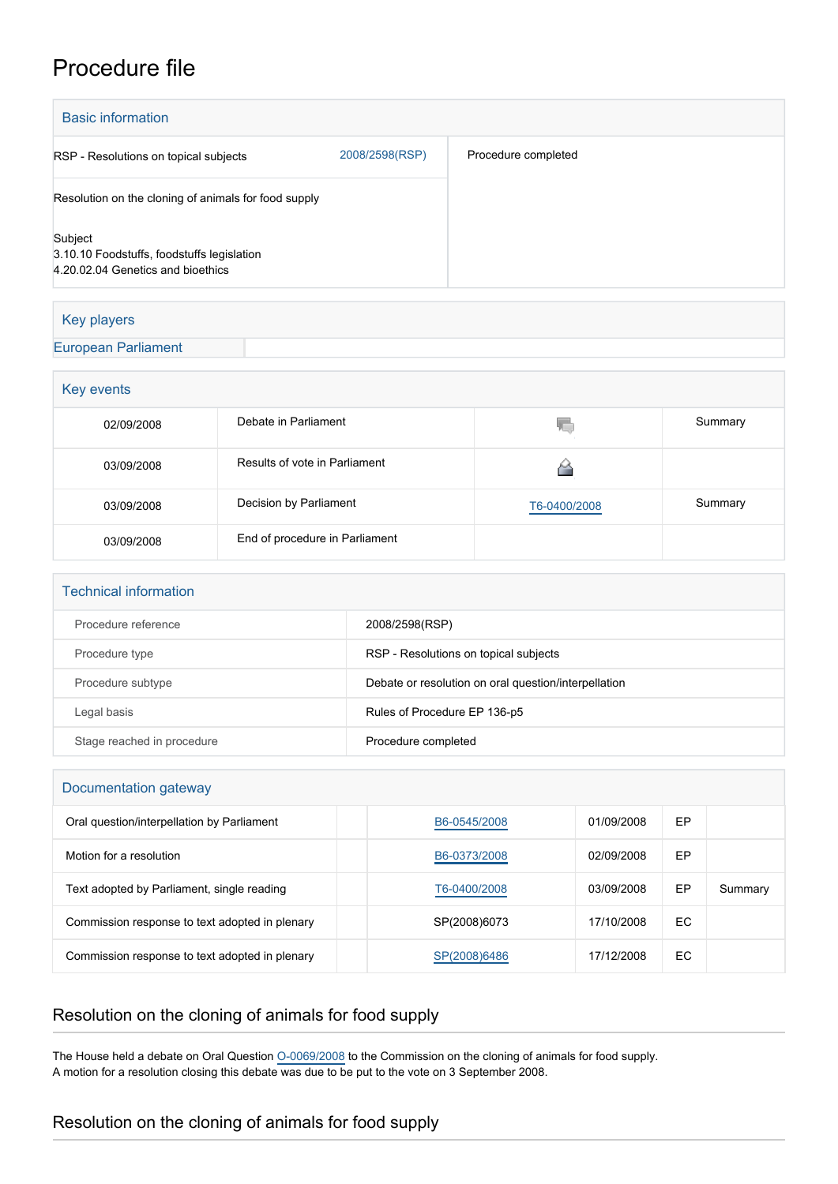# Procedure file

## Basic information

| | | |
|---|---|---|
| RSP - Resolutions on topical subjects | 2008/2598(RSP) | Procedure completed |
| Resolution on the cloning of animals for food supply | | |
| Subject<br>3.10.10 Foodstuffs, foodstuffs legislation<br>4.20.02.04 Genetics and bioethics | | |

## Key players

| | |
|---|---|
| European Parliament | |

## Key events

| | | | |
|---|---|---|---|
| 02/09/2008 | Debate in Parliament | | Summary |
| 03/09/2008 | Results of vote in Parliament | | |
| 03/09/2008 | Decision by Parliament | T6-0400/2008 | Summary |
| 03/09/2008 | End of procedure in Parliament | | |

## Technical information

| | |
|---|---|
| Procedure reference | 2008/2598(RSP) |
| Procedure type | RSP - Resolutions on topical subjects |
| Procedure subtype | Debate or resolution on oral question/interpellation |
| Legal basis | Rules of Procedure EP 136-p5 |
| Stage reached in procedure | Procedure completed |

## Documentation gateway

| | | | | | |
|---|---|---|---|---|---|
| Oral question/interpellation by Parliament | | B6-0545/2008 | 01/09/2008 | EP | |
| Motion for a resolution | | B6-0373/2008 | 02/09/2008 | EP | |
| Text adopted by Parliament, single reading | | T6-0400/2008 | 03/09/2008 | EP | Summary |
| Commission response to text adopted in plenary | | SP(2008)6073 | 17/10/2008 | EC | |
| Commission response to text adopted in plenary | | SP(2008)6486 | 17/12/2008 | EC | |

## Resolution on the cloning of animals for food supply

The House held a debate on Oral Question O-0069/2008 to the Commission on the cloning of animals for food supply.
A motion for a resolution closing this debate was due to be put to the vote on 3 September 2008.

## Resolution on the cloning of animals for food supply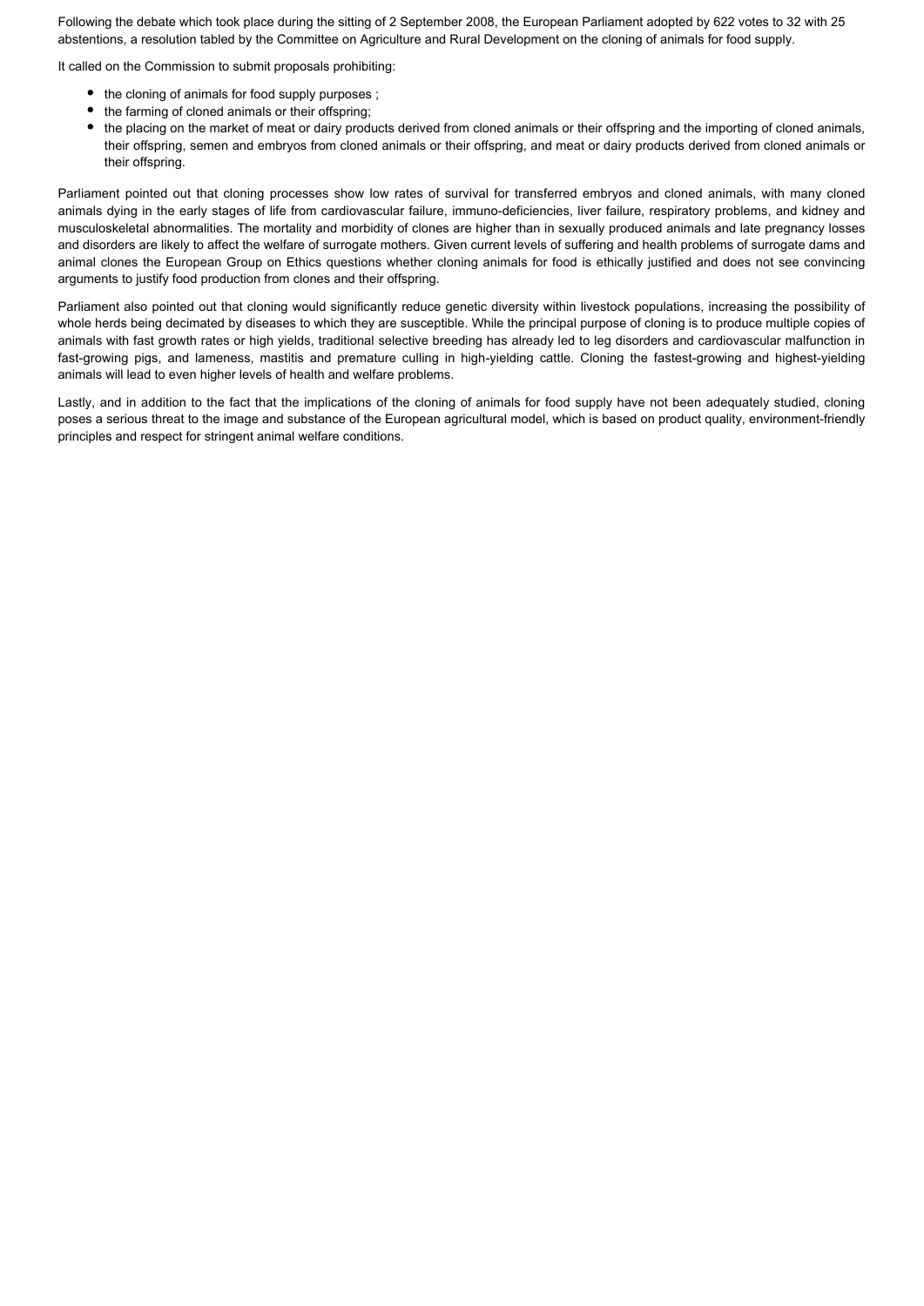Following the debate which took place during the sitting of 2 September 2008, the European Parliament adopted by 622 votes to 32 with 25 abstentions, a resolution tabled by the Committee on Agriculture and Rural Development on the cloning of animals for food supply.

It called on the Commission to submit proposals prohibiting:

- the cloning of animals for food supply purposes ;
- the farming of cloned animals or their offspring;
- the placing on the market of meat or dairy products derived from cloned animals or their offspring and the importing of cloned animals, their offspring, semen and embryos from cloned animals or their offspring, and meat or dairy products derived from cloned animals or their offspring.

Parliament pointed out that cloning processes show low rates of survival for transferred embryos and cloned animals, with many cloned animals dying in the early stages of life from cardiovascular failure, immuno-deficiencies, liver failure, respiratory problems, and kidney and musculoskeletal abnormalities. The mortality and morbidity of clones are higher than in sexually produced animals and late pregnancy losses and disorders are likely to affect the welfare of surrogate mothers. Given current levels of suffering and health problems of surrogate dams and animal clones the European Group on Ethics questions whether cloning animals for food is ethically justified and does not see convincing arguments to justify food production from clones and their offspring.

Parliament also pointed out that cloning would significantly reduce genetic diversity within livestock populations, increasing the possibility of whole herds being decimated by diseases to which they are susceptible. While the principal purpose of cloning is to produce multiple copies of animals with fast growth rates or high yields, traditional selective breeding has already led to leg disorders and cardiovascular malfunction in fast-growing pigs, and lameness, mastitis and premature culling in high-yielding cattle. Cloning the fastest-growing and highest-yielding animals will lead to even higher levels of health and welfare problems.

Lastly, and in addition to the fact that the implications of the cloning of animals for food supply have not been adequately studied, cloning poses a serious threat to the image and substance of the European agricultural model, which is based on product quality, environment-friendly principles and respect for stringent animal welfare conditions.